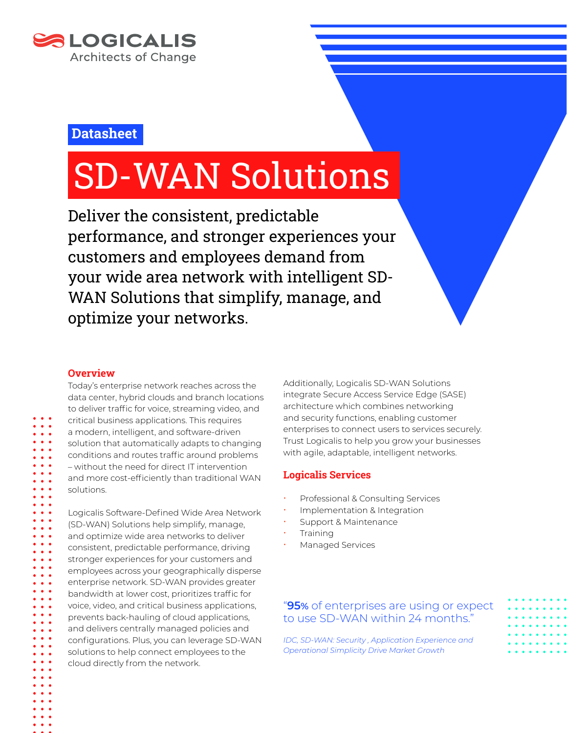LOGICALIS
Architects of Change

Datasheet

# SD-WAN Solutions

Deliver the consistent, predictable performance, and stronger experiences your customers and employees demand from your wide area network with intelligent SD-WAN Solutions that simplify, manage, and optimize your networks.

## Overview

Today's enterprise network reaches across the data center, hybrid clouds and branch locations to deliver traffic for voice, streaming video, and critical business applications. This requires a modern, intelligent, and software-driven solution that automatically adapts to changing conditions and routes traffic around problems – without the need for direct IT intervention and more cost-efficiently than traditional WAN solutions.

Logicalis Software-Defined Wide Area Network (SD-WAN) Solutions help simplify, manage, and optimize wide area networks to deliver consistent, predictable performance, driving stronger experiences for your customers and employees across your geographically disperse enterprise network. SD-WAN provides greater bandwidth at lower cost, prioritizes traffic for voice, video, and critical business applications, prevents back-hauling of cloud applications, and delivers centrally managed policies and configurations. Plus, you can leverage SD-WAN solutions to help connect employees to the cloud directly from the network.

Additionally, Logicalis SD-WAN Solutions integrate Secure Access Service Edge (SASE) architecture which combines networking and security functions, enabling customer enterprises to connect users to services securely. Trust Logicalis to help you grow your businesses with agile, adaptable, intelligent networks.

## Logicalis Services

- Professional & Consulting Services
- Implementation & Integration
- Support & Maintenance
- Training
- Managed Services

"**95%** of enterprises are using or expect to use SD-WAN within 24 months."

*IDC, SD-WAN: Security , Application Experience and Operational Simplicity Drive Market Growth*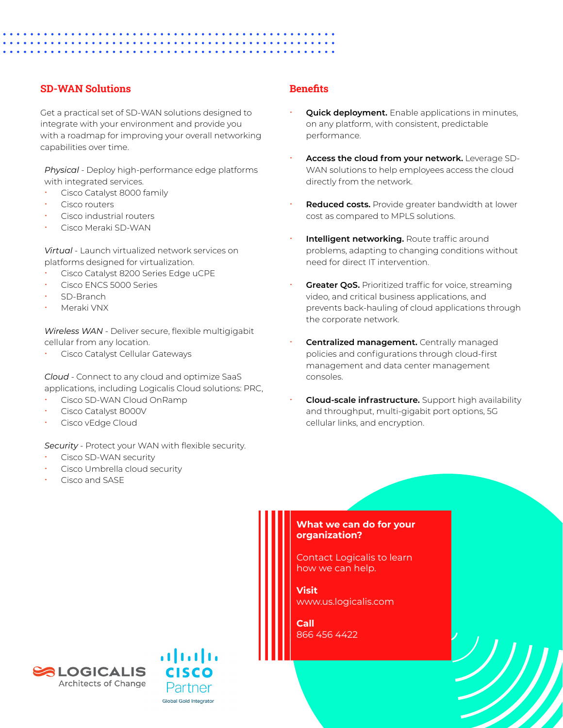## SD-WAN Solutions

Get a practical set of SD-WAN solutions designed to integrate with your environment and provide you with a roadmap for improving your overall networking capabilities over time.

*Physical* - Deploy high-performance edge platforms with integrated services.

- Cisco Catalyst 8000 family
- Cisco routers
- Cisco industrial routers
- Cisco Meraki SD-WAN

*Virtual* - Launch virtualized network services on platforms designed for virtualization.

- Cisco Catalyst 8200 Series Edge uCPE
- Cisco ENCS 5000 Series
- SD-Branch
- Meraki VNX

*Wireless WAN* - Deliver secure, flexible multigigabit cellular from any location.

- Cisco Catalyst Cellular Gateways

*Cloud* - Connect to any cloud and optimize SaaS applications, including Logicalis Cloud solutions: PRC,

- Cisco SD-WAN Cloud OnRamp
- Cisco Catalyst 8000V
- Cisco vEdge Cloud

*Security* - Protect your WAN with flexible security.

- Cisco SD-WAN security
- Cisco Umbrella cloud security
- Cisco and SASE

## Benefits

- **Quick deployment.** Enable applications in minutes, on any platform, with consistent, predictable performance.
- **Access the cloud from your network.** Leverage SD-WAN solutions to help employees access the cloud directly from the network.
- **Reduced costs.** Provide greater bandwidth at lower cost as compared to MPLS solutions.
- **Intelligent networking.** Route traffic around problems, adapting to changing conditions without need for direct IT intervention.
- **Greater QoS.** Prioritized traffic for voice, streaming video, and critical business applications, and prevents back-hauling of cloud applications through the corporate network.
- **Centralized management.** Centrally managed policies and configurations through cloud-first management and data center management consoles.
- **Cloud-scale infrastructure.** Support high availability and throughput, multi-gigabit port options, 5G cellular links, and encryption.

**What we can do for your organization?**

Contact Logicalis to learn how we can help.

**Visit**
www.us.logicalis.com

**Call**
866 456 4422

LOGICALIS
Architects of Change

CISCO Partner
Global Gold Integrator